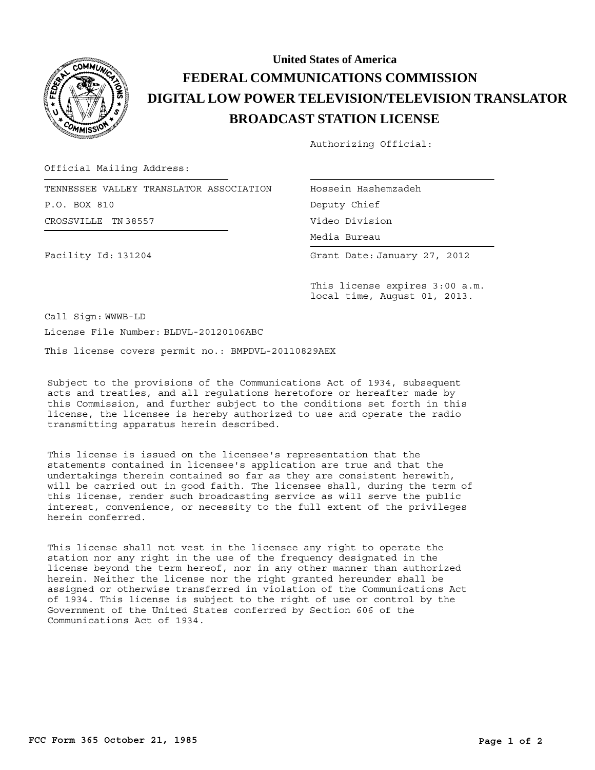# United States of America
# FEDERAL COMMUNICATIONS COMMISSION
# DIGITAL LOW POWER TELEVISION/TELEVISION TRANSLATOR
# BROADCAST STATION LICENSE

Authorizing Official:

Official Mailing Address:

TENNESSEE VALLEY TRANSLATOR ASSOCIATION
P.O. BOX 810
CROSSVILLE TN 38557

Hossein Hashemzadeh
Deputy Chief
Video Division
Media Bureau

Facility Id: 131204

Grant Date: January 27, 2012

This license expires 3:00 a.m. local time, August 01, 2013.

Call Sign: WWWB-LD

License File Number: BLDVL-20120106ABC

This license covers permit no.: BMPDVL-20110829AEX

Subject to the provisions of the Communications Act of 1934, subsequent acts and treaties, and all regulations heretofore or hereafter made by this Commission, and further subject to the conditions set forth in this license, the licensee is hereby authorized to use and operate the radio transmitting apparatus herein described.

This license is issued on the licensee's representation that the statements contained in licensee's application are true and that the undertakings therein contained so far as they are consistent herewith, will be carried out in good faith. The licensee shall, during the term of this license, render such broadcasting service as will serve the public interest, convenience, or necessity to the full extent of the privileges herein conferred.

This license shall not vest in the licensee any right to operate the station nor any right in the use of the frequency designated in the license beyond the term hereof, nor in any other manner than authorized herein. Neither the license nor the right granted hereunder shall be assigned or otherwise transferred in violation of the Communications Act of 1934. This license is subject to the right of use or control by the Government of the United States conferred by Section 606 of the Communications Act of 1934.

FCC Form 365 October 21, 1985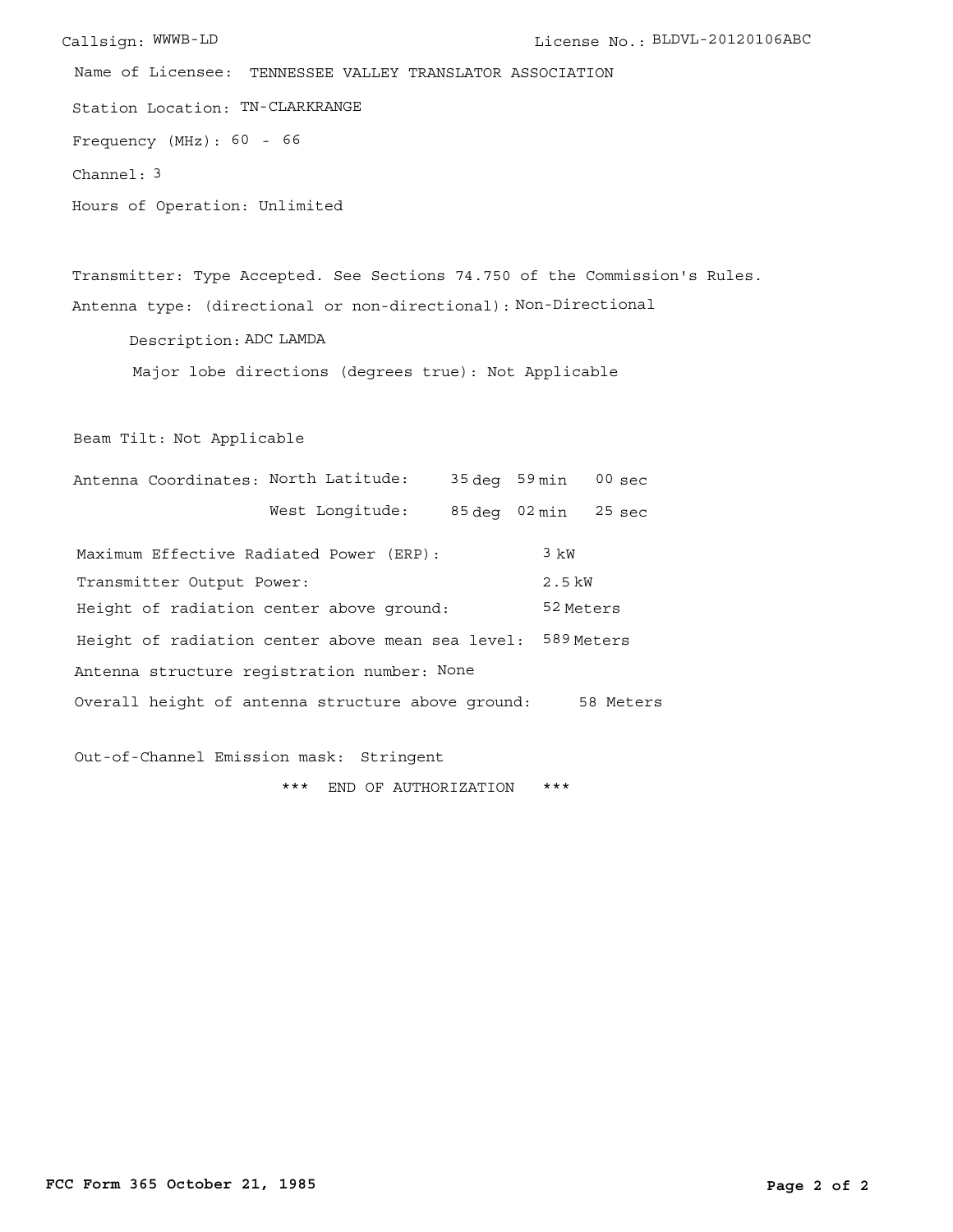Callsign: WWWB-LD

License No.: BLDVL-20120106ABC

Name of Licensee: TENNESSEE VALLEY TRANSLATOR ASSOCIATION

Station Location: TN-CLARKRANGE

Frequency (MHz): 60 - 66

Channel: 3

Hours of Operation: Unlimited

Transmitter: Type Accepted. See Sections 74.750 of the Commission's Rules.

Antenna type: (directional or non-directional): Non-Directional

Description: ADC LAMDA

Major lobe directions (degrees true): Not Applicable

Beam Tilt: Not Applicable

Antenna Coordinates: North Latitude: 35 deg 59 min 00 sec

West Longitude: 85 deg 02 min 25 sec

Maximum Effective Radiated Power (ERP): 3 kW

Transmitter Output Power: 2.5 kW

Height of radiation center above ground: 52 Meters

Height of radiation center above mean sea level: 589 Meters

Antenna structure registration number: None

Overall height of antenna structure above ground: 58 Meters

Out-of-Channel Emission mask: Stringent

\*\*\* END OF AUTHORIZATION \*\*\*

**FCC Form 365 October 21, 1985**